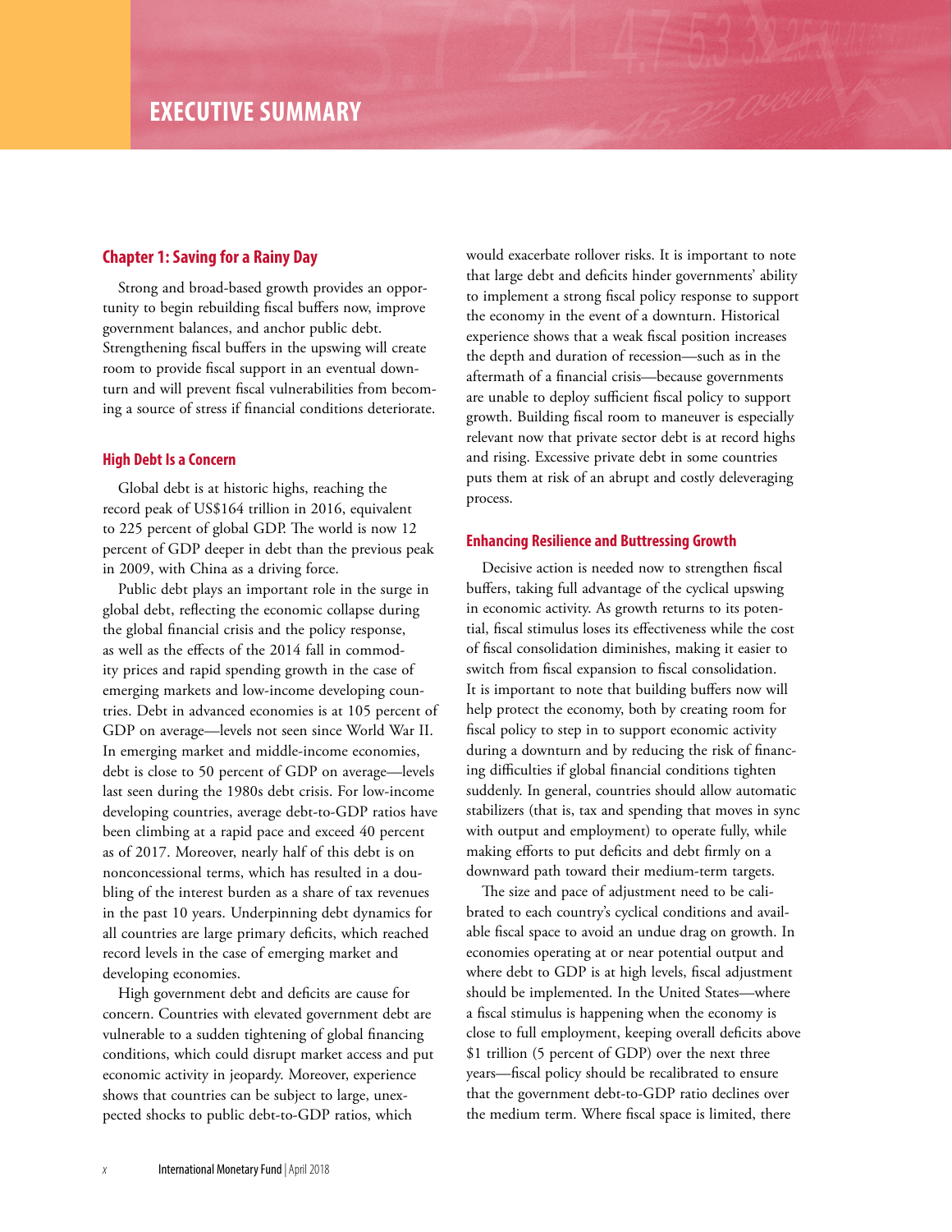# EXECUTIVE SUMMARY

## Chapter 1: Saving for a Rainy Day

Strong and broad-based growth provides an opportunity to begin rebuilding fiscal buffers now, improve government balances, and anchor public debt. Strengthening fiscal buffers in the upswing will create room to provide fiscal support in an eventual downturn and will prevent fiscal vulnerabilities from becoming a source of stress if financial conditions deteriorate.

### High Debt Is a Concern

Global debt is at historic highs, reaching the record peak of US$164 trillion in 2016, equivalent to 225 percent of global GDP. The world is now 12 percent of GDP deeper in debt than the previous peak in 2009, with China as a driving force.

Public debt plays an important role in the surge in global debt, reflecting the economic collapse during the global financial crisis and the policy response, as well as the effects of the 2014 fall in commodity prices and rapid spending growth in the case of emerging markets and low-income developing countries. Debt in advanced economies is at 105 percent of GDP on average—levels not seen since World War II. In emerging market and middle-income economies, debt is close to 50 percent of GDP on average—levels last seen during the 1980s debt crisis. For low-income developing countries, average debt-to-GDP ratios have been climbing at a rapid pace and exceed 40 percent as of 2017. Moreover, nearly half of this debt is on nonconcessional terms, which has resulted in a doubling of the interest burden as a share of tax revenues in the past 10 years. Underpinning debt dynamics for all countries are large primary deficits, which reached record levels in the case of emerging market and developing economies.

High government debt and deficits are cause for concern. Countries with elevated government debt are vulnerable to a sudden tightening of global financing conditions, which could disrupt market access and put economic activity in jeopardy. Moreover, experience shows that countries can be subject to large, unexpected shocks to public debt-to-GDP ratios, which would exacerbate rollover risks. It is important to note that large debt and deficits hinder governments' ability to implement a strong fiscal policy response to support the economy in the event of a downturn. Historical experience shows that a weak fiscal position increases the depth and duration of recession—such as in the aftermath of a financial crisis—because governments are unable to deploy sufficient fiscal policy to support growth. Building fiscal room to maneuver is especially relevant now that private sector debt is at record highs and rising. Excessive private debt in some countries puts them at risk of an abrupt and costly deleveraging process.

### Enhancing Resilience and Buttressing Growth

Decisive action is needed now to strengthen fiscal buffers, taking full advantage of the cyclical upswing in economic activity. As growth returns to its potential, fiscal stimulus loses its effectiveness while the cost of fiscal consolidation diminishes, making it easier to switch from fiscal expansion to fiscal consolidation. It is important to note that building buffers now will help protect the economy, both by creating room for fiscal policy to step in to support economic activity during a downturn and by reducing the risk of financing difficulties if global financial conditions tighten suddenly. In general, countries should allow automatic stabilizers (that is, tax and spending that moves in sync with output and employment) to operate fully, while making efforts to put deficits and debt firmly on a downward path toward their medium-term targets.

The size and pace of adjustment need to be calibrated to each country's cyclical conditions and available fiscal space to avoid an undue drag on growth. In economies operating at or near potential output and where debt to GDP is at high levels, fiscal adjustment should be implemented. In the United States—where a fiscal stimulus is happening when the economy is close to full employment, keeping overall deficits above $1 trillion (5 percent of GDP) over the next three years—fiscal policy should be recalibrated to ensure that the government debt-to-GDP ratio declines over the medium term. Where fiscal space is limited, there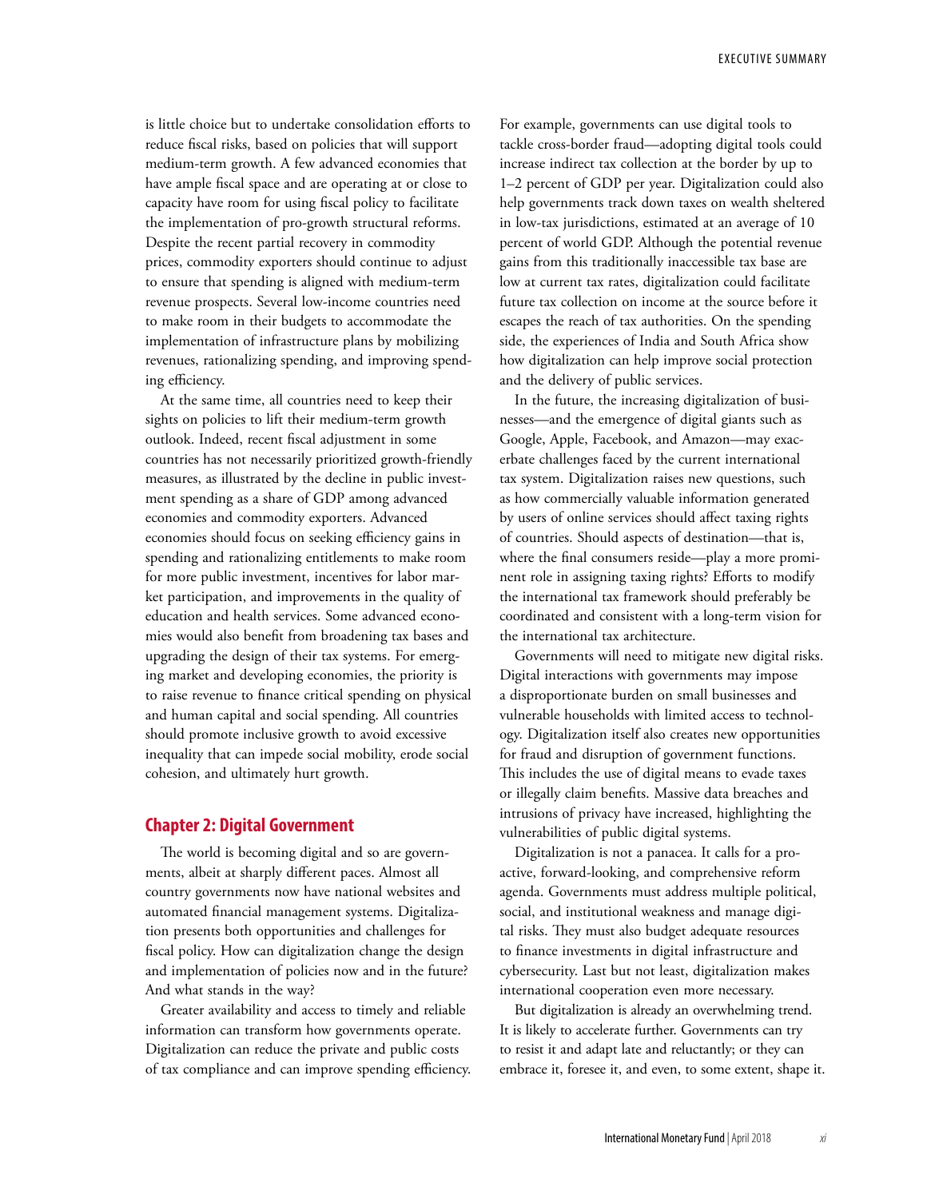is little choice but to undertake consolidation efforts to reduce fiscal risks, based on policies that will support medium-term growth. A few advanced economies that have ample fiscal space and are operating at or close to capacity have room for using fiscal policy to facilitate the implementation of pro-growth structural reforms. Despite the recent partial recovery in commodity prices, commodity exporters should continue to adjust to ensure that spending is aligned with medium-term revenue prospects. Several low-income countries need to make room in their budgets to accommodate the implementation of infrastructure plans by mobilizing revenues, rationalizing spending, and improving spending efficiency.

At the same time, all countries need to keep their sights on policies to lift their medium-term growth outlook. Indeed, recent fiscal adjustment in some countries has not necessarily prioritized growth-friendly measures, as illustrated by the decline in public investment spending as a share of GDP among advanced economies and commodity exporters. Advanced economies should focus on seeking efficiency gains in spending and rationalizing entitlements to make room for more public investment, incentives for labor market participation, and improvements in the quality of education and health services. Some advanced economies would also benefit from broadening tax bases and upgrading the design of their tax systems. For emerging market and developing economies, the priority is to raise revenue to finance critical spending on physical and human capital and social spending. All countries should promote inclusive growth to avoid excessive inequality that can impede social mobility, erode social cohesion, and ultimately hurt growth.

## Chapter 2: Digital Government

The world is becoming digital and so are governments, albeit at sharply different paces. Almost all country governments now have national websites and automated financial management systems. Digitalization presents both opportunities and challenges for fiscal policy. How can digitalization change the design and implementation of policies now and in the future? And what stands in the way?

Greater availability and access to timely and reliable information can transform how governments operate. Digitalization can reduce the private and public costs of tax compliance and can improve spending efficiency. For example, governments can use digital tools to tackle cross-border fraud—adopting digital tools could increase indirect tax collection at the border by up to 1–2 percent of GDP per year. Digitalization could also help governments track down taxes on wealth sheltered in low-tax jurisdictions, estimated at an average of 10 percent of world GDP. Although the potential revenue gains from this traditionally inaccessible tax base are low at current tax rates, digitalization could facilitate future tax collection on income at the source before it escapes the reach of tax authorities. On the spending side, the experiences of India and South Africa show how digitalization can help improve social protection and the delivery of public services.

In the future, the increasing digitalization of businesses—and the emergence of digital giants such as Google, Apple, Facebook, and Amazon—may exacerbate challenges faced by the current international tax system. Digitalization raises new questions, such as how commercially valuable information generated by users of online services should affect taxing rights of countries. Should aspects of destination—that is, where the final consumers reside—play a more prominent role in assigning taxing rights? Efforts to modify the international tax framework should preferably be coordinated and consistent with a long-term vision for the international tax architecture.

Governments will need to mitigate new digital risks. Digital interactions with governments may impose a disproportionate burden on small businesses and vulnerable households with limited access to technology. Digitalization itself also creates new opportunities for fraud and disruption of government functions. This includes the use of digital means to evade taxes or illegally claim benefits. Massive data breaches and intrusions of privacy have increased, highlighting the vulnerabilities of public digital systems.

Digitalization is not a panacea. It calls for a proactive, forward-looking, and comprehensive reform agenda. Governments must address multiple political, social, and institutional weakness and manage digital risks. They must also budget adequate resources to finance investments in digital infrastructure and cybersecurity. Last but not least, digitalization makes international cooperation even more necessary.

But digitalization is already an overwhelming trend. It is likely to accelerate further. Governments can try to resist it and adapt late and reluctantly; or they can embrace it, foresee it, and even, to some extent, shape it.